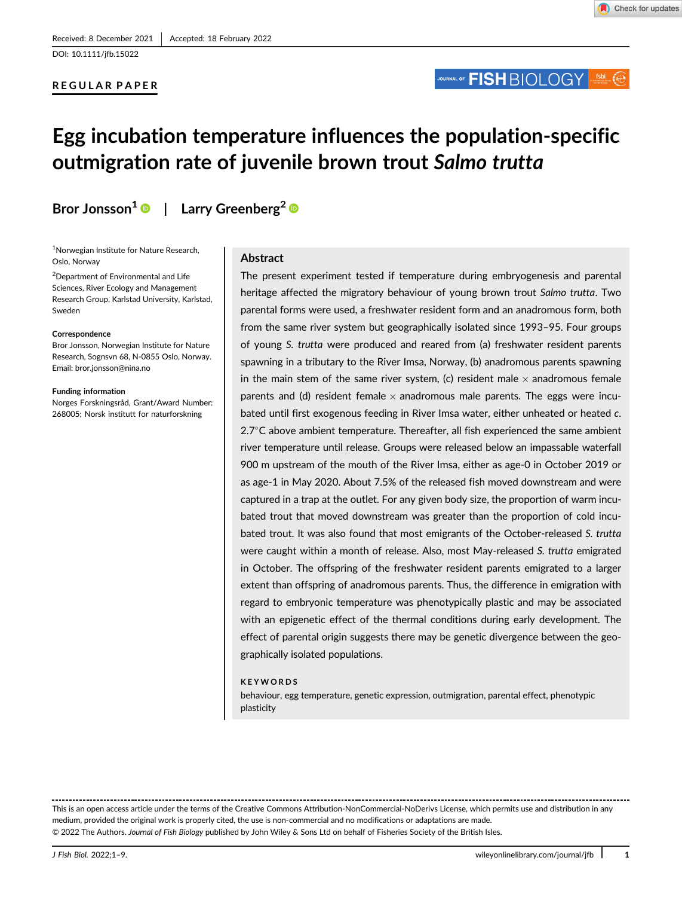Received: 8 December 2021 | Accepted: 18 February 2022

DOI: 10.1111/jfb.15022

**REGULAR PAPER**

# Egg incubation temperature influences the population-specific outmigration rate of juvenile brown trout *Salmo trutta*

**Bror Jonsson[1]** | **Larry Greenberg[2]**

[1]Norwegian Institute for Nature Research, Oslo, Norway

[2]Department of Environmental and Life Sciences, River Ecology and Management Research Group, Karlstad University, Karlstad, Sweden

**Correspondence**

Bror Jonsson, Norwegian Institute for Nature Research, Sognsvn 68, N-0855 Oslo, Norway.
Email: bror.jonsson@nina.no

**Funding information**

Norges Forskningsråd, Grant/Award Number: 268005; Norsk institutt for naturforskning

## Abstract

The present experiment tested if temperature during embryogenesis and parental heritage affected the migratory behaviour of young brown trout *Salmo trutta*. Two parental forms were used, a freshwater resident form and an anadromous form, both from the same river system but geographically isolated since 1993–95. Four groups of young *S. trutta* were produced and reared from (a) freshwater resident parents spawning in a tributary to the River Imsa, Norway, (b) anadromous parents spawning in the main stem of the same river system, (c) resident male × anadromous female parents and (d) resident female × anadromous male parents. The eggs were incubated until first exogenous feeding in River Imsa water, either unheated or heated *c.* 2.7°C above ambient temperature. Thereafter, all fish experienced the same ambient river temperature until release. Groups were released below an impassable waterfall 900 m upstream of the mouth of the River Imsa, either as age-0 in October 2019 or as age-1 in May 2020. About 7.5% of the released fish moved downstream and were captured in a trap at the outlet. For any given body size, the proportion of warm incubated trout that moved downstream was greater than the proportion of cold incubated trout. It was also found that most emigrants of the October-released *S. trutta* were caught within a month of release. Also, most May-released *S. trutta* emigrated in October. The offspring of the freshwater resident parents emigrated to a larger extent than offspring of anadromous parents. Thus, the difference in emigration with regard to embryonic temperature was phenotypically plastic and may be associated with an epigenetic effect of the thermal conditions during early development. The effect of parental origin suggests there may be genetic divergence between the geographically isolated populations.

**KEYWORDS**

behaviour, egg temperature, genetic expression, outmigration, parental effect, phenotypic plasticity

This is an open access article under the terms of the Creative Commons Attribution-NonCommercial-NoDerivs License, which permits use and distribution in any medium, provided the original work is properly cited, the use is non-commercial and no modifications or adaptations are made.
© 2022 The Authors. *Journal of Fish Biology* published by John Wiley & Sons Ltd on behalf of Fisheries Society of the British Isles.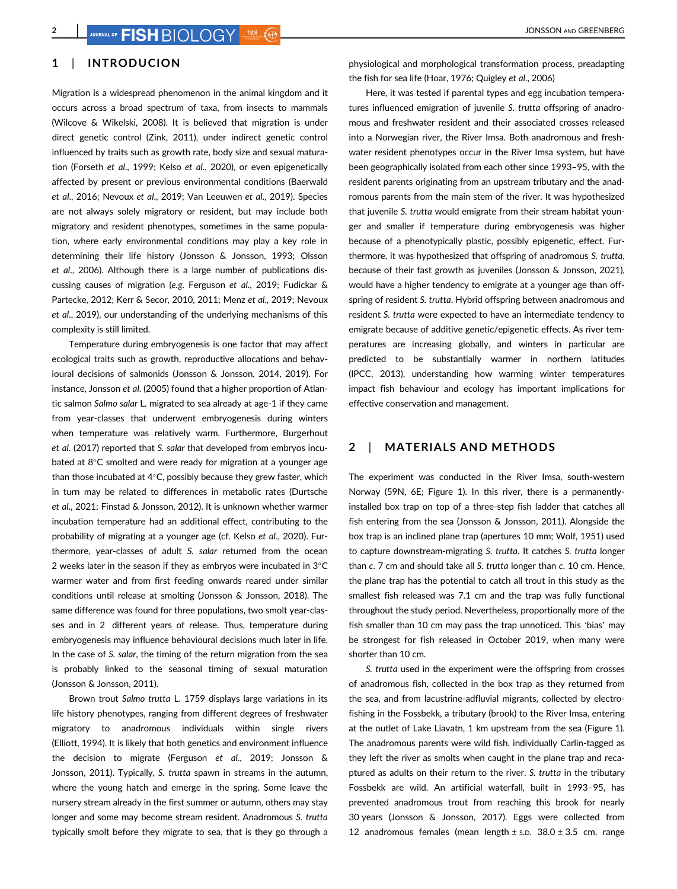## 1 | INTRODUCION

Migration is a widespread phenomenon in the animal kingdom and it occurs across a broad spectrum of taxa, from insects to mammals (Wilcove & Wikelski, 2008). It is believed that migration is under direct genetic control (Zink, 2011), under indirect genetic control influenced by traits such as growth rate, body size and sexual maturation (Forseth *et al*., 1999; Kelso *et al*., 2020), or even epigenetically affected by present or previous environmental conditions (Baerwald *et al*., 2016; Nevoux *et al*., 2019; Van Leeuwen *et al*., 2019). Species are not always solely migratory or resident, but may include both migratory and resident phenotypes, sometimes in the same population, where early environmental conditions may play a key role in determining their life history (Jonsson & Jonsson, 1993; Olsson *et al*., 2006). Although there is a large number of publications discussing causes of migration (*e.g*. Ferguson *et al*., 2019; Fudickar & Partecke, 2012; Kerr & Secor, 2010, 2011; Menz *et al*., 2019; Nevoux *et al*., 2019), our understanding of the underlying mechanisms of this complexity is still limited.

Temperature during embryogenesis is one factor that may affect ecological traits such as growth, reproductive allocations and behavioural decisions of salmonids (Jonsson & Jonsson, 2014, 2019). For instance, Jonsson *et al*. (2005) found that a higher proportion of Atlantic salmon *Salmo salar* L. migrated to sea already at age-1 if they came from year-classes that underwent embryogenesis during winters when temperature was relatively warm. Furthermore, Burgerhout *et al*. (2017) reported that *S. salar* that developed from embryos incubated at 8°C smolted and were ready for migration at a younger age than those incubated at 4°C, possibly because they grew faster, which in turn may be related to differences in metabolic rates (Durtsche *et al*., 2021; Finstad & Jonsson, 2012). It is unknown whether warmer incubation temperature had an additional effect, contributing to the probability of migrating at a younger age (cf. Kelso *et al*., 2020). Furthermore, year-classes of adult *S. salar* returned from the ocean 2 weeks later in the season if they as embryos were incubated in 3°C warmer water and from first feeding onwards reared under similar conditions until release at smolting (Jonsson & Jonsson, 2018). The same difference was found for three populations, two smolt year-classes and in 2 different years of release. Thus, temperature during embryogenesis may influence behavioural decisions much later in life. In the case of *S. salar*, the timing of the return migration from the sea is probably linked to the seasonal timing of sexual maturation (Jonsson & Jonsson, 2011).

Brown trout *Salmo trutta* L. 1759 displays large variations in its life history phenotypes, ranging from different degrees of freshwater migratory to anadromous individuals within single rivers (Elliott, 1994). It is likely that both genetics and environment influence the decision to migrate (Ferguson *et al*., 2019; Jonsson & Jonsson, 2011). Typically, *S. trutta* spawn in streams in the autumn, where the young hatch and emerge in the spring. Some leave the nursery stream already in the first summer or autumn, others may stay longer and some may become stream resident. Anadromous *S. trutta* typically smolt before they migrate to sea, that is they go through a physiological and morphological transformation process, preadapting the fish for sea life (Hoar, 1976; Quigley *et al*., 2006)

Here, it was tested if parental types and egg incubation temperatures influenced emigration of juvenile *S. trutta* offspring of anadromous and freshwater resident and their associated crosses released into a Norwegian river, the River Imsa. Both anadromous and freshwater resident phenotypes occur in the River Imsa system, but have been geographically isolated from each other since 1993–95, with the resident parents originating from an upstream tributary and the anadromous parents from the main stem of the river. It was hypothesized that juvenile *S. trutta* would emigrate from their stream habitat younger and smaller if temperature during embryogenesis was higher because of a phenotypically plastic, possibly epigenetic, effect. Furthermore, it was hypothesized that offspring of anadromous *S. trutta*, because of their fast growth as juveniles (Jonsson & Jonsson, 2021), would have a higher tendency to emigrate at a younger age than offspring of resident *S. trutta*. Hybrid offspring between anadromous and resident *S. trutta* were expected to have an intermediate tendency to emigrate because of additive genetic/epigenetic effects. As river temperatures are increasing globally, and winters in particular are predicted to be substantially warmer in northern latitudes (IPCC, 2013), understanding how warming winter temperatures impact fish behaviour and ecology has important implications for effective conservation and management.

## 2 | MATERIALS AND METHODS

The experiment was conducted in the River Imsa, south-western Norway (59N, 6E; Figure 1). In this river, there is a permanently-installed box trap on top of a three-step fish ladder that catches all fish entering from the sea (Jonsson & Jonsson, 2011). Alongside the box trap is an inclined plane trap (apertures 10 mm; Wolf, 1951) used to capture downstream-migrating *S. trutta*. It catches *S. trutta* longer than *c*. 7 cm and should take all *S. trutta* longer than *c*. 10 cm. Hence, the plane trap has the potential to catch all trout in this study as the smallest fish released was 7.1 cm and the trap was fully functional throughout the study period. Nevertheless, proportionally more of the fish smaller than 10 cm may pass the trap unnoticed. This 'bias' may be strongest for fish released in October 2019, when many were shorter than 10 cm.

*S. trutta* used in the experiment were the offspring from crosses of anadromous fish, collected in the box trap as they returned from the sea, and from lacustrine-adfluvial migrants, collected by electrofishing in the Fossbekk, a tributary (brook) to the River Imsa, entering at the outlet of Lake Liavatn, 1 km upstream from the sea (Figure 1). The anadromous parents were wild fish, individually Carlin-tagged as they left the river as smolts when caught in the plane trap and recaptured as adults on their return to the river. *S. trutta* in the tributary Fossbekk are wild. An artificial waterfall, built in 1993–95, has prevented anadromous trout from reaching this brook for nearly 30 years (Jonsson & Jonsson, 2017). Eggs were collected from 12 anadromous females (mean length ± S.D. 38.0 ± 3.5 cm, range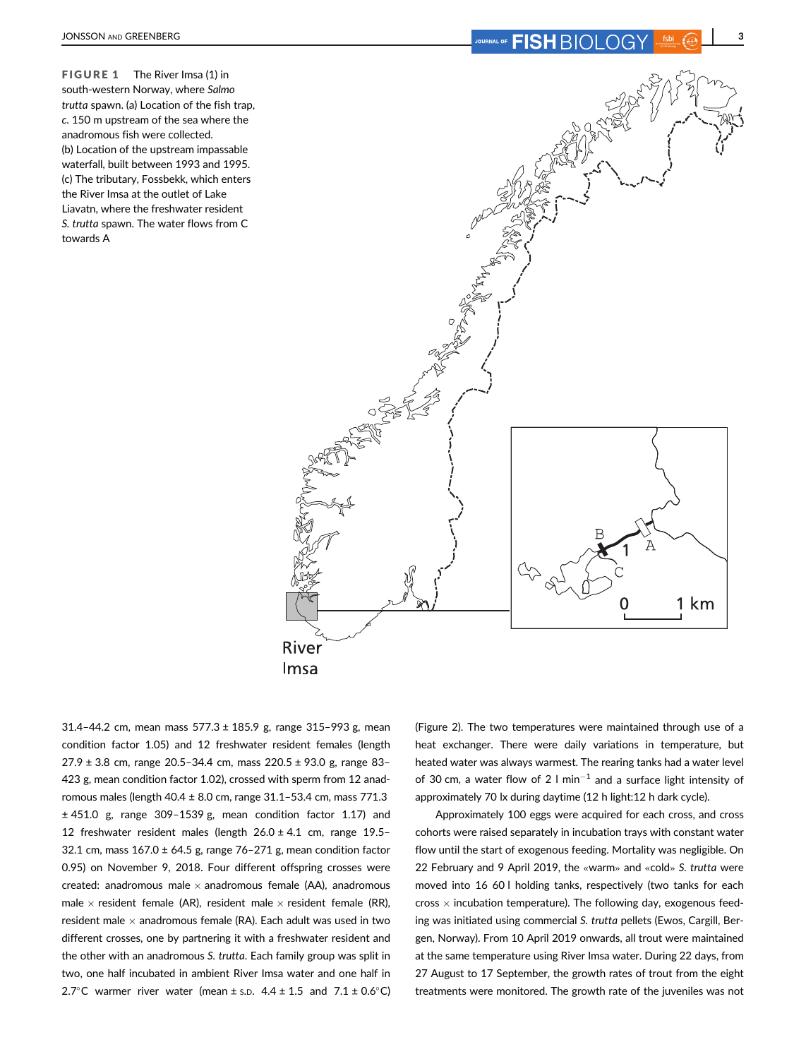**FIGURE 1** The River Imsa (1) in south-western Norway, where *Salmo trutta* spawn. (a) Location of the fish trap, *c.* 150 m upstream of the sea where the anadromous fish were collected. (b) Location of the upstream impassable waterfall, built between 1993 and 1995. (c) The tributary, Fossbekk, which enters the River Imsa at the outlet of Lake Liavatn, where the freshwater resident *S. trutta* spawn. The water flows from C towards A

31.4–44.2 cm, mean mass 577.3 ± 185.9 g, range 315–993 g, mean condition factor 1.05) and 12 freshwater resident females (length 27.9 ± 3.8 cm, range 20.5–34.4 cm, mass 220.5 ± 93.0 g, range 83–423 g, mean condition factor 1.02), crossed with sperm from 12 anadromous males (length 40.4 ± 8.0 cm, range 31.1–53.4 cm, mass 771.3 ± 451.0 g, range 309–1539 g, mean condition factor 1.17) and 12 freshwater resident males (length 26.0 ± 4.1 cm, range 19.5–32.1 cm, mass 167.0 ± 64.5 g, range 76–271 g, mean condition factor 0.95) on November 9, 2018. Four different offspring crosses were created: anadromous male × anadromous female (AA), anadromous male × resident female (AR), resident male × resident female (RR), resident male × anadromous female (RA). Each adult was used in two different crosses, one by partnering it with a freshwater resident and the other with an anadromous *S. trutta*. Each family group was split in two, one half incubated in ambient River Imsa water and one half in 2.7°C warmer river water (mean ± S.D. 4.4 ± 1.5 and 7.1 ± 0.6°C) (Figure 2). The two temperatures were maintained through use of a heat exchanger. There were daily variations in temperature, but heated water was always warmest. The rearing tanks had a water level of 30 cm, a water flow of 2 l $\text{min}^{-1}$ and a surface light intensity of approximately 70 lx during daytime (12 h light:12 h dark cycle).

Approximately 100 eggs were acquired for each cross, and cross cohorts were raised separately in incubation trays with constant water flow until the start of exogenous feeding. Mortality was negligible. On 22 February and 9 April 2019, the «warm» and «cold» *S. trutta* were moved into 16 60 l holding tanks, respectively (two tanks for each cross × incubation temperature). The following day, exogenous feeding was initiated using commercial *S. trutta* pellets (Ewos, Cargill, Bergen, Norway). From 10 April 2019 onwards, all trout were maintained at the same temperature using River Imsa water. During 22 days, from 27 August to 17 September, the growth rates of trout from the eight treatments were monitored. The growth rate of the juveniles was not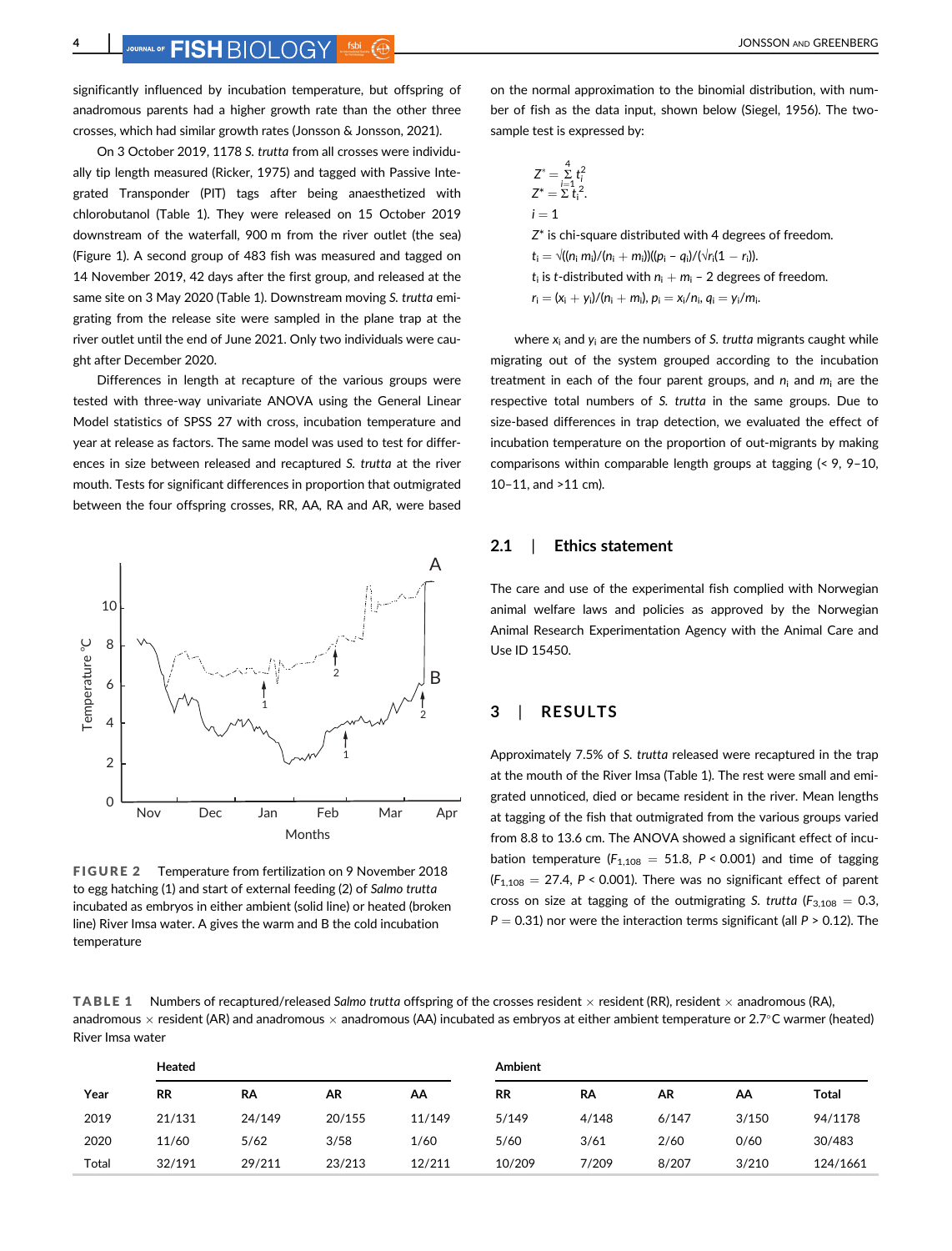significantly influenced by incubation temperature, but offspring of anadromous parents had a higher growth rate than the other three crosses, which had similar growth rates (Jonsson & Jonsson, 2021).

On 3 October 2019, 1178 *S. trutta* from all crosses were individually tip length measured (Ricker, 1975) and tagged with Passive Integrated Transponder (PIT) tags after being anaesthetized with chlorobutanol (Table 1). They were released on 15 October 2019 downstream of the waterfall, 900 m from the river outlet (the sea) (Figure 1). A second group of 483 fish was measured and tagged on 14 November 2019, 42 days after the first group, and released at the same site on 3 May 2020 (Table 1). Downstream moving *S. trutta* emigrating from the release site were sampled in the plane trap at the river outlet until the end of June 2021. Only two individuals were caught after December 2020.

Differences in length at recapture of the various groups were tested with three-way univariate ANOVA using the General Linear Model statistics of SPSS 27 with cross, incubation temperature and year at release as factors. The same model was used to test for differences in size between released and recaptured *S. trutta* at the river mouth. Tests for significant differences in proportion that outmigrated between the four offspring crosses, RR, AA, RA and AR, were based

FIGURE 2 Temperature from fertilization on 9 November 2018 to egg hatching (1) and start of external feeding (2) of *Salmo trutta* incubated as embryos in either ambient (solid line) or heated (broken line) River Imsa water. A gives the warm and B the cold incubation temperature

on the normal approximation to the binomial distribution, with number of fish as the data input, shown below (Siegel, 1956). The two-sample test is expressed by:

$$Z^* = \sum_{i=1}^{4} t_i^2.$$

$Z^*$ is chi-square distributed with 4 degrees of freedom.

$$t_i = \sqrt{\frac{n_i m_i}{n_i + m_i}} \frac{(p_i - q_i)}{\sqrt{r_i(1 - r_i)}}.$$

$t_i$ is *t*-distributed with $n_i + m_i - 2$ degrees of freedom.

$$r_i = (x_i + y_i)/(n_i + m_i),\ p_i = x_i/n_i,\ q_i = y_i/m_i.$$

where $x_i$ and $y_i$ are the numbers of *S. trutta* migrants caught while migrating out of the system grouped according to the incubation treatment in each of the four parent groups, and $n_i$ and $m_i$ are the respective total numbers of *S. trutta* in the same groups. Due to size-based differences in trap detection, we evaluated the effect of incubation temperature on the proportion of out-migrants by making comparisons within comparable length groups at tagging (< 9, 9–10, 10–11, and >11 cm).

## 2.1 | Ethics statement

The care and use of the experimental fish complied with Norwegian animal welfare laws and policies as approved by the Norwegian Animal Research Experimentation Agency with the Animal Care and Use ID 15450.

# 3 | RESULTS

Approximately 7.5% of *S. trutta* released were recaptured in the trap at the mouth of the River Imsa (Table 1). The rest were small and emigrated unnoticed, died or became resident in the river. Mean lengths at tagging of the fish that outmigrated from the various groups varied from 8.8 to 13.6 cm. The ANOVA showed a significant effect of incubation temperature ($F_{1,108} = 51.8$, $P < 0.001$) and time of tagging ($F_{1,108} = 27.4$, $P < 0.001$). There was no significant effect of parent cross on size at tagging of the outmigrating *S. trutta* ($F_{3,108} = 0.3$, $P = 0.31$) nor were the interaction terms significant (all $P > 0.12$). The

**TABLE 1** Numbers of recaptured/released *Salmo trutta* offspring of the crosses resident × resident (RR), resident × anadromous (RA), anadromous × resident (AR) and anadromous × anadromous (AA) incubated as embryos at either ambient temperature or 2.7°C warmer (heated) River Imsa water

| | Heated | | | | Ambient | | | | |
|---|---|---|---|---|---|---|---|---|---|
| Year | RR | RA | AR | AA | RR | RA | AR | AA | Total |
| 2019 | 21/131 | 24/149 | 20/155 | 11/149 | 5/149 | 4/148 | 6/147 | 3/150 | 94/1178 |
| 2020 | 11/60 | 5/62 | 3/58 | 1/60 | 5/60 | 3/61 | 2/60 | 0/60 | 30/483 |
| Total | 32/191 | 29/211 | 23/213 | 12/211 | 10/209 | 7/209 | 8/207 | 3/210 | 124/1661 |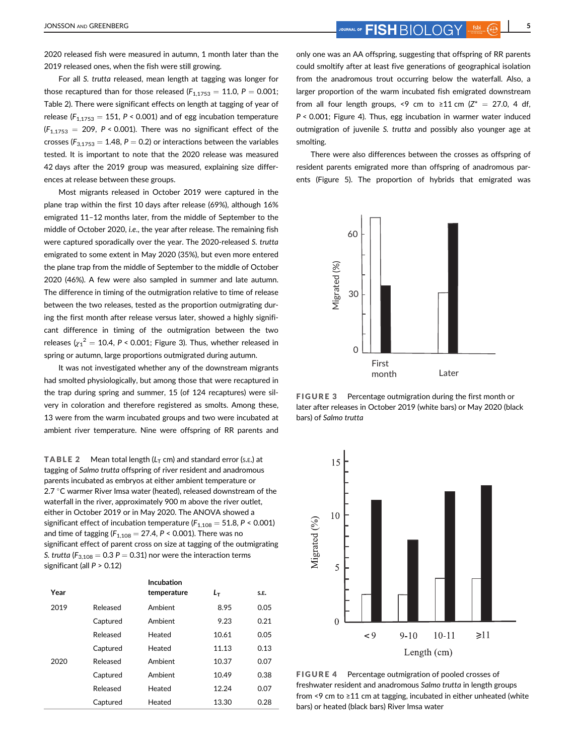2020 released fish were measured in autumn, 1 month later than the 2019 released ones, when the fish were still growing.

For all *S. trutta* released, mean length at tagging was longer for those recaptured than for those released ($F_{1,1753} = 11.0$, $P = 0.001$; Table 2). There were significant effects on length at tagging of year of release ($F_{1,1753} = 151$, $P < 0.001$) and of egg incubation temperature ($F_{1,1753} = 209$, $P < 0.001$). There was no significant effect of the crosses ($F_{3,1753} = 1.48$, $P = 0.2$) or interactions between the variables tested. It is important to note that the 2020 release was measured 42 days after the 2019 group was measured, explaining size differences at release between these groups.

Most migrants released in October 2019 were captured in the plane trap within the first 10 days after release (69%), although 16% emigrated 11–12 months later, from the middle of September to the middle of October 2020, *i.e.*, the year after release. The remaining fish were captured sporadically over the year. The 2020-released *S. trutta* emigrated to some extent in May 2020 (35%), but even more entered the plane trap from the middle of September to the middle of October 2020 (46%). A few were also sampled in summer and late autumn. The difference in timing of the outmigration relative to time of release between the two releases, tested as the proportion outmigrating during the first month after release versus later, showed a highly significant difference in timing of the outmigration between the two releases ($\chi_1^2 = 10.4$, $P < 0.001$; Figure 3). Thus, whether released in spring or autumn, large proportions outmigrated during autumn.

It was not investigated whether any of the downstream migrants had smolted physiologically, but among those that were recaptured in the trap during spring and summer, 15 (of 124 recaptures) were silvery in coloration and therefore registered as smolts. Among these, 13 were from the warm incubated groups and two were incubated at ambient river temperature. Nine were offspring of RR parents and only one was an AA offspring, suggesting that offspring of RR parents could smoltify after at least five generations of geographical isolation from the anadromous trout occurring below the waterfall. Also, a larger proportion of the warm incubated fish emigrated downstream from all four length groups, <9 cm to ≥11 cm ($Z^* = 27.0$, 4 df, $P < 0.001$; Figure 4). Thus, egg incubation in warmer water induced outmigration of juvenile *S. trutta* and possibly also younger age at smolting.

There were also differences between the crosses as offspring of resident parents emigrated more than offspring of anadromous parents (Figure 5). The proportion of hybrids that emigrated was

**TABLE 2** Mean total length ($L_T$ cm) and standard error (S.E.) at tagging of *Salmo trutta* offspring of river resident and anadromous parents incubated as embryos at either ambient temperature or 2.7 °C warmer River Imsa water (heated), released downstream of the waterfall in the river, approximately 900 m above the river outlet, either in October 2019 or in May 2020. The ANOVA showed a significant effect of incubation temperature ($F_{1,108} = 51.8$, $P < 0.001$) and time of tagging ($F_{1,108} = 27.4$, $P < 0.001$). There was no significant effect of parent cross on size at tagging of the outmigrating *S. trutta* ($F_{3,108} = 0.3$ $P = 0.31$) nor were the interaction terms significant (all $P > 0.12$)

| Year | | Incubation temperature | $L_T$ | S.E. |
|---|---|---|---|---|
| 2019 | Released | Ambient | 8.95 | 0.05 |
| | Captured | Ambient | 9.23 | 0.21 |
| | Released | Heated | 10.61 | 0.05 |
| | Captured | Heated | 11.13 | 0.13 |
| 2020 | Released | Ambient | 10.37 | 0.07 |
| | Captured | Ambient | 10.49 | 0.38 |
| | Released | Heated | 12.24 | 0.07 |
| | Captured | Heated | 13.30 | 0.28 |

**FIGURE 3** Percentage outmigration during the first month or later after releases in October 2019 (white bars) or May 2020 (black bars) of *Salmo trutta*

**FIGURE 4** Percentage outmigration of pooled crosses of freshwater resident and anadromous *Salmo trutta* in length groups from <9 cm to ≥11 cm at tagging, incubated in either unheated (white bars) or heated (black bars) River Imsa water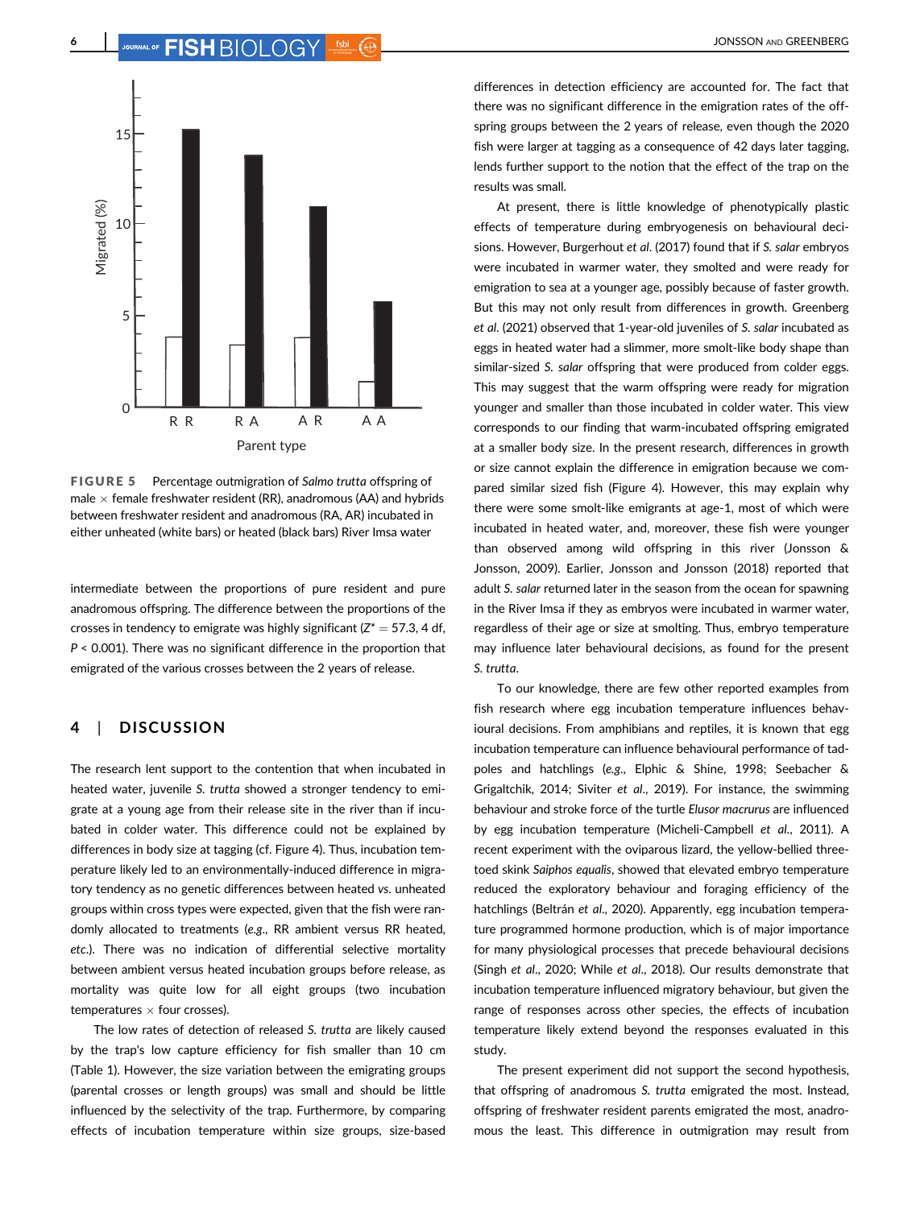FIGURE 5 Percentage outmigration of *Salmo trutta* offspring of male × female freshwater resident (RR), anadromous (AA) and hybrids between freshwater resident and anadromous (RA, AR) incubated in either unheated (white bars) or heated (black bars) River Imsa water

intermediate between the proportions of pure resident and pure anadromous offspring. The difference between the proportions of the crosses in tendency to emigrate was highly significant ($Z^* = 57.3$, 4 df, $P < 0.001$). There was no significant difference in the proportion that emigrated of the various crosses between the 2 years of release.

## 4 | DISCUSSION

The research lent support to the contention that when incubated in heated water, juvenile *S. trutta* showed a stronger tendency to emigrate at a young age from their release site in the river than if incubated in colder water. This difference could not be explained by differences in body size at tagging (cf. Figure 4). Thus, incubation temperature likely led to an environmentally-induced difference in migratory tendency as no genetic differences between heated *vs.* unheated groups within cross types were expected, given that the fish were randomly allocated to treatments (*e.g.*, RR ambient versus RR heated, *etc.*). There was no indication of differential selective mortality between ambient versus heated incubation groups before release, as mortality was quite low for all eight groups (two incubation temperatures × four crosses).

The low rates of detection of released *S. trutta* are likely caused by the trap's low capture efficiency for fish smaller than 10 cm (Table 1). However, the size variation between the emigrating groups (parental crosses or length groups) was small and should be little influenced by the selectivity of the trap. Furthermore, by comparing effects of incubation temperature within size groups, size-based differences in detection efficiency are accounted for. The fact that there was no significant difference in the emigration rates of the offspring groups between the 2 years of release, even though the 2020 fish were larger at tagging as a consequence of 42 days later tagging, lends further support to the notion that the effect of the trap on the results was small.

At present, there is little knowledge of phenotypically plastic effects of temperature during embryogenesis on behavioural decisions. However, Burgerhout *et al*. (2017) found that if *S. salar* embryos were incubated in warmer water, they smolted and were ready for emigration to sea at a younger age, possibly because of faster growth. But this may not only result from differences in growth. Greenberg *et al*. (2021) observed that 1-year-old juveniles of *S. salar* incubated as eggs in heated water had a slimmer, more smolt-like body shape than similar-sized *S. salar* offspring that were produced from colder eggs. This may suggest that the warm offspring were ready for migration younger and smaller than those incubated in colder water. This view corresponds to our finding that warm-incubated offspring emigrated at a smaller body size. In the present research, differences in growth or size cannot explain the difference in emigration because we compared similar sized fish (Figure 4). However, this may explain why there were some smolt-like emigrants at age-1, most of which were incubated in heated water, and, moreover, these fish were younger than observed among wild offspring in this river (Jonsson & Jonsson, 2009). Earlier, Jonsson and Jonsson (2018) reported that adult *S. salar* returned later in the season from the ocean for spawning in the River Imsa if they as embryos were incubated in warmer water, regardless of their age or size at smolting. Thus, embryo temperature may influence later behavioural decisions, as found for the present *S. trutta*.

To our knowledge, there are few other reported examples from fish research where egg incubation temperature influences behavioural decisions. From amphibians and reptiles, it is known that egg incubation temperature can influence behavioural performance of tadpoles and hatchlings (*e.g*., Elphic & Shine, 1998; Seebacher & Grigaltchik, 2014; Siviter *et al*., 2019). For instance, the swimming behaviour and stroke force of the turtle *Elusor macrurus* are influenced by egg incubation temperature (Micheli-Campbell *et al*., 2011). A recent experiment with the oviparous lizard, the yellow-bellied three-toed skink *Saiphos equalis*, showed that elevated embryo temperature reduced the exploratory behaviour and foraging efficiency of the hatchlings (Beltrán *et al*., 2020). Apparently, egg incubation temperature programmed hormone production, which is of major importance for many physiological processes that precede behavioural decisions (Singh *et al*., 2020; While *et al*., 2018). Our results demonstrate that incubation temperature influenced migratory behaviour, but given the range of responses across other species, the effects of incubation temperature likely extend beyond the responses evaluated in this study.

The present experiment did not support the second hypothesis, that offspring of anadromous *S. trutta* emigrated the most. Instead, offspring of freshwater resident parents emigrated the most, anadromous the least. This difference in outmigration may result from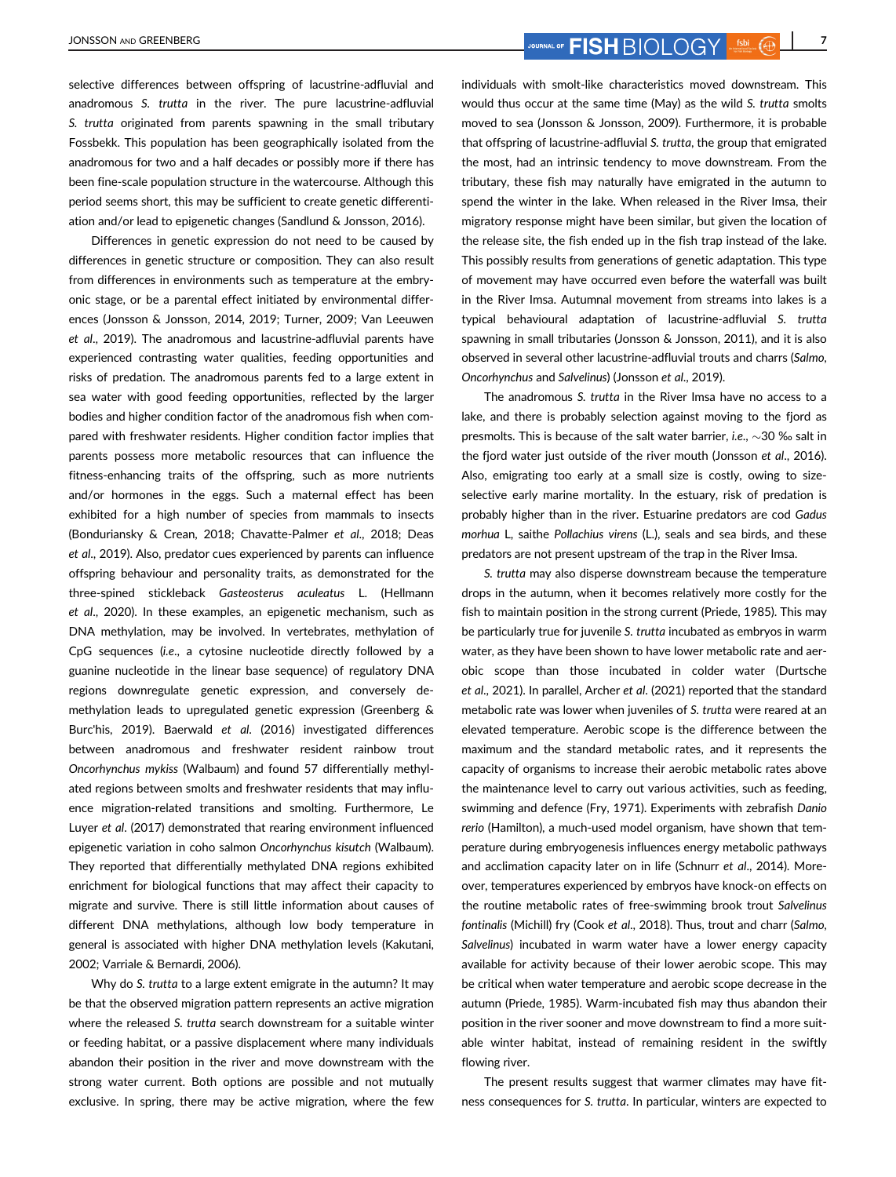selective differences between offspring of lacustrine-adfluvial and anadromous *S. trutta* in the river. The pure lacustrine-adfluvial *S. trutta* originated from parents spawning in the small tributary Fossbekk. This population has been geographically isolated from the anadromous for two and a half decades or possibly more if there has been fine-scale population structure in the watercourse. Although this period seems short, this may be sufficient to create genetic differentiation and/or lead to epigenetic changes (Sandlund & Jonsson, 2016).

Differences in genetic expression do not need to be caused by differences in genetic structure or composition. They can also result from differences in environments such as temperature at the embryonic stage, or be a parental effect initiated by environmental differences (Jonsson & Jonsson, 2014, 2019; Turner, 2009; Van Leeuwen *et al*., 2019). The anadromous and lacustrine-adfluvial parents have experienced contrasting water qualities, feeding opportunities and risks of predation. The anadromous parents fed to a large extent in sea water with good feeding opportunities, reflected by the larger bodies and higher condition factor of the anadromous fish when compared with freshwater residents. Higher condition factor implies that parents possess more metabolic resources that can influence the fitness-enhancing traits of the offspring, such as more nutrients and/or hormones in the eggs. Such a maternal effect has been exhibited for a high number of species from mammals to insects (Bonduriansky & Crean, 2018; Chavatte-Palmer *et al*., 2018; Deas *et al*., 2019). Also, predator cues experienced by parents can influence offspring behaviour and personality traits, as demonstrated for the three-spined stickleback *Gasteosterus aculeatus* L. (Hellmann *et al*., 2020). In these examples, an epigenetic mechanism, such as DNA methylation, may be involved. In vertebrates, methylation of CpG sequences (*i.e*., a cytosine nucleotide directly followed by a guanine nucleotide in the linear base sequence) of regulatory DNA regions downregulate genetic expression, and conversely demethylation leads to upregulated genetic expression (Greenberg & Burc'his, 2019). Baerwald *et al*. (2016) investigated differences between anadromous and freshwater resident rainbow trout *Oncorhynchus mykiss* (Walbaum) and found 57 differentially methylated regions between smolts and freshwater residents that may influence migration-related transitions and smolting. Furthermore, Le Luyer *et al*. (2017) demonstrated that rearing environment influenced epigenetic variation in coho salmon *Oncorhynchus kisutch* (Walbaum). They reported that differentially methylated DNA regions exhibited enrichment for biological functions that may affect their capacity to migrate and survive. There is still little information about causes of different DNA methylations, although low body temperature in general is associated with higher DNA methylation levels (Kakutani, 2002; Varriale & Bernardi, 2006).

Why do *S. trutta* to a large extent emigrate in the autumn? It may be that the observed migration pattern represents an active migration where the released *S. trutta* search downstream for a suitable winter or feeding habitat, or a passive displacement where many individuals abandon their position in the river and move downstream with the strong water current. Both options are possible and not mutually exclusive. In spring, there may be active migration, where the few individuals with smolt-like characteristics moved downstream. This would thus occur at the same time (May) as the wild *S. trutta* smolts moved to sea (Jonsson & Jonsson, 2009). Furthermore, it is probable that offspring of lacustrine-adfluvial *S. trutta*, the group that emigrated the most, had an intrinsic tendency to move downstream. From the tributary, these fish may naturally have emigrated in the autumn to spend the winter in the lake. When released in the River Imsa, their migratory response might have been similar, but given the location of the release site, the fish ended up in the fish trap instead of the lake. This possibly results from generations of genetic adaptation. This type of movement may have occurred even before the waterfall was built in the River Imsa. Autumnal movement from streams into lakes is a typical behavioural adaptation of lacustrine-adfluvial *S. trutta* spawning in small tributaries (Jonsson & Jonsson, 2011), and it is also observed in several other lacustrine-adfluvial trouts and charrs (*Salmo*, *Oncorhynchus* and *Salvelinus*) (Jonsson *et al*., 2019).

The anadromous *S. trutta* in the River Imsa have no access to a lake, and there is probably selection against moving to the fjord as presmolts. This is because of the salt water barrier, *i.e*., ∼30 ‰ salt in the fjord water just outside of the river mouth (Jonsson *et al*., 2016). Also, emigrating too early at a small size is costly, owing to size-selective early marine mortality. In the estuary, risk of predation is probably higher than in the river. Estuarine predators are cod *Gadus morhua* L, saithe *Pollachius virens* (L.), seals and sea birds, and these predators are not present upstream of the trap in the River Imsa.

*S. trutta* may also disperse downstream because the temperature drops in the autumn, when it becomes relatively more costly for the fish to maintain position in the strong current (Priede, 1985). This may be particularly true for juvenile *S. trutta* incubated as embryos in warm water, as they have been shown to have lower metabolic rate and aerobic scope than those incubated in colder water (Durtsche *et al*., 2021). In parallel, Archer *et al*. (2021) reported that the standard metabolic rate was lower when juveniles of *S. trutta* were reared at an elevated temperature. Aerobic scope is the difference between the maximum and the standard metabolic rates, and it represents the capacity of organisms to increase their aerobic metabolic rates above the maintenance level to carry out various activities, such as feeding, swimming and defence (Fry, 1971). Experiments with zebrafish *Danio rerio* (Hamilton), a much-used model organism, have shown that temperature during embryogenesis influences energy metabolic pathways and acclimation capacity later on in life (Schnurr *et al*., 2014). Moreover, temperatures experienced by embryos have knock-on effects on the routine metabolic rates of free-swimming brook trout *Salvelinus fontinalis* (Michill) fry (Cook *et al*., 2018). Thus, trout and charr (*Salmo*, *Salvelinus*) incubated in warm water have a lower energy capacity available for activity because of their lower aerobic scope. This may be critical when water temperature and aerobic scope decrease in the autumn (Priede, 1985). Warm-incubated fish may thus abandon their position in the river sooner and move downstream to find a more suitable winter habitat, instead of remaining resident in the swiftly flowing river.

The present results suggest that warmer climates may have fitness consequences for *S. trutta*. In particular, winters are expected to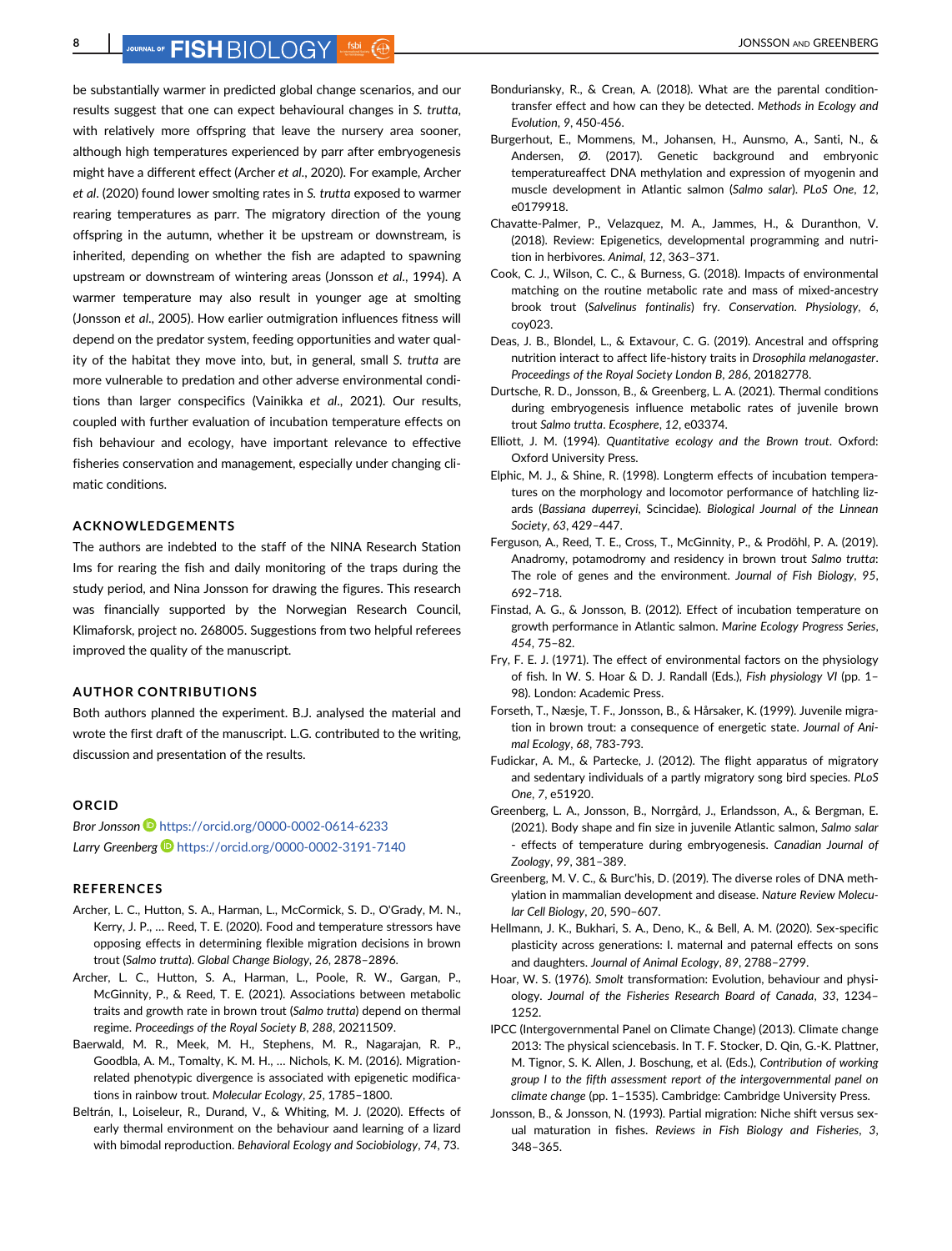be substantially warmer in predicted global change scenarios, and our results suggest that one can expect behavioural changes in *S. trutta*, with relatively more offspring that leave the nursery area sooner, although high temperatures experienced by parr after embryogenesis might have a different effect (Archer *et al*., 2020). For example, Archer *et al*. (2020) found lower smolting rates in *S. trutta* exposed to warmer rearing temperatures as parr. The migratory direction of the young offspring in the autumn, whether it be upstream or downstream, is inherited, depending on whether the fish are adapted to spawning upstream or downstream of wintering areas (Jonsson *et al*., 1994). A warmer temperature may also result in younger age at smolting (Jonsson *et al*., 2005). How earlier outmigration influences fitness will depend on the predator system, feeding opportunities and water quality of the habitat they move into, but, in general, small *S. trutta* are more vulnerable to predation and other adverse environmental conditions than larger conspecifics (Vainikka *et al*., 2021). Our results, coupled with further evaluation of incubation temperature effects on fish behaviour and ecology, have important relevance to effective fisheries conservation and management, especially under changing climatic conditions.

## ACKNOWLEDGEMENTS

The authors are indebted to the staff of the NINA Research Station Ims for rearing the fish and daily monitoring of the traps during the study period, and Nina Jonsson for drawing the figures. This research was financially supported by the Norwegian Research Council, Klimaforsk, project no. 268005. Suggestions from two helpful referees improved the quality of the manuscript.

## AUTHOR CONTRIBUTIONS

Both authors planned the experiment. B.J. analysed the material and wrote the first draft of the manuscript. L.G. contributed to the writing, discussion and presentation of the results.

## ORCID

*Bror Jonsson* https://orcid.org/0000-0002-0614-6233
*Larry Greenberg* https://orcid.org/0000-0002-3191-7140

## REFERENCES

Archer, L. C., Hutton, S. A., Harman, L., McCormick, S. D., O'Grady, M. N., Kerry, J. P., … Reed, T. E. (2020). Food and temperature stressors have opposing effects in determining flexible migration decisions in brown trout (*Salmo trutta*). *Global Change Biology*, *26*, 2878–2896.

Archer, L. C., Hutton, S. A., Harman, L., Poole, R. W., Gargan, P., McGinnity, P., & Reed, T. E. (2021). Associations between metabolic traits and growth rate in brown trout (*Salmo trutta*) depend on thermal regime. *Proceedings of the Royal Society B*, *288*, 20211509.

Baerwald, M. R., Meek, M. H., Stephens, M. R., Nagarajan, R. P., Goodbla, A. M., Tomalty, K. M. H., … Nichols, K. M. (2016). Migration-related phenotypic divergence is associated with epigenetic modifications in rainbow trout. *Molecular Ecology*, *25*, 1785–1800.

Beltrán, I., Loiseleur, R., Durand, V., & Whiting, M. J. (2020). Effects of early thermal environment on the behaviour aand learning of a lizard with bimodal reproduction. *Behavioral Ecology and Sociobiology*, *74*, 73.

Bonduriansky, R., & Crean, A. (2018). What are the parental condition-transfer effect and how can they be detected. *Methods in Ecology and Evolution*, *9*, 450-456.

Burgerhout, E., Mommens, M., Johansen, H., Aunsmo, A., Santi, N., & Andersen, Ø. (2017). Genetic background and embryonic temperatureaffect DNA methylation and expression of myogenin and muscle development in Atlantic salmon (*Salmo salar*). *PLoS One*, *12*, e0179918.

Chavatte-Palmer, P., Velazquez, M. A., Jammes, H., & Duranthon, V. (2018). Review: Epigenetics, developmental programming and nutrition in herbivores. *Animal*, *12*, 363–371.

Cook, C. J., Wilson, C. C., & Burness, G. (2018). Impacts of environmental matching on the routine metabolic rate and mass of mixed-ancestry brook trout (*Salvelinus fontinalis*) fry. *Conservation. Physiology*, *6*, coy023.

Deas, J. B., Blondel, L., & Extavour, C. G. (2019). Ancestral and offspring nutrition interact to affect life-history traits in *Drosophila melanogaster*. *Proceedings of the Royal Society London B*, *286*, 20182778.

Durtsche, R. D., Jonsson, B., & Greenberg, L. A. (2021). Thermal conditions during embryogenesis influence metabolic rates of juvenile brown trout *Salmo trutta*. *Ecosphere*, *12*, e03374.

Elliott, J. M. (1994). *Quantitative ecology and the Brown trout*. Oxford: Oxford University Press.

Elphic, M. J., & Shine, R. (1998). Longterm effects of incubation temperatures on the morphology and locomotor performance of hatchling lizards (*Bassiana duperreyi*, Scincidae). *Biological Journal of the Linnean Society*, *63*, 429–447.

Ferguson, A., Reed, T. E., Cross, T., McGinnity, P., & Prodöhl, P. A. (2019). Anadromy, potamodromy and residency in brown trout *Salmo trutta*: The role of genes and the environment. *Journal of Fish Biology*, *95*, 692–718.

Finstad, A. G., & Jonsson, B. (2012). Effect of incubation temperature on growth performance in Atlantic salmon. *Marine Ecology Progress Series*, *454*, 75–82.

Fry, F. E. J. (1971). The effect of environmental factors on the physiology of fish. In W. S. Hoar & D. J. Randall (Eds.), *Fish physiology VI* (pp. 1–98). London: Academic Press.

Forseth, T., Næsje, T. F., Jonsson, B., & Hårsaker, K. (1999). Juvenile migration in brown trout: a consequence of energetic state. *Journal of Animal Ecology*, *68*, 783-793.

Fudickar, A. M., & Partecke, J. (2012). The flight apparatus of migratory and sedentary individuals of a partly migratory song bird species. *PLoS One*, *7*, e51920.

Greenberg, L. A., Jonsson, B., Norrgård, J., Erlandsson, A., & Bergman, E. (2021). Body shape and fin size in juvenile Atlantic salmon, *Salmo salar* - effects of temperature during embryogenesis. *Canadian Journal of Zoology*, *99*, 381–389.

Greenberg, M. V. C., & Burc'his, D. (2019). The diverse roles of DNA methylation in mammalian development and disease. *Nature Review Molecular Cell Biology*, *20*, 590–607.

Hellmann, J. K., Bukhari, S. A., Deno, K., & Bell, A. M. (2020). Sex-specific plasticity across generations: I. maternal and paternal effects on sons and daughters. *Journal of Animal Ecology*, *89*, 2788–2799.

Hoar, W. S. (1976). *Smolt* transformation: Evolution, behaviour and physiology. *Journal of the Fisheries Research Board of Canada*, *33*, 1234–1252.

IPCC (Intergovernmental Panel on Climate Change) (2013). Climate change 2013: The physical sciencebasis. In T. F. Stocker, D. Qin, G.-K. Plattner, M. Tignor, S. K. Allen, J. Boschung, et al. (Eds.), *Contribution of working group I to the fifth assessment report of the intergovernmental panel on climate change* (pp. 1–1535). Cambridge: Cambridge University Press.

Jonsson, B., & Jonsson, N. (1993). Partial migration: Niche shift versus sexual maturation in fishes. *Reviews in Fish Biology and Fisheries*, *3*, 348–365.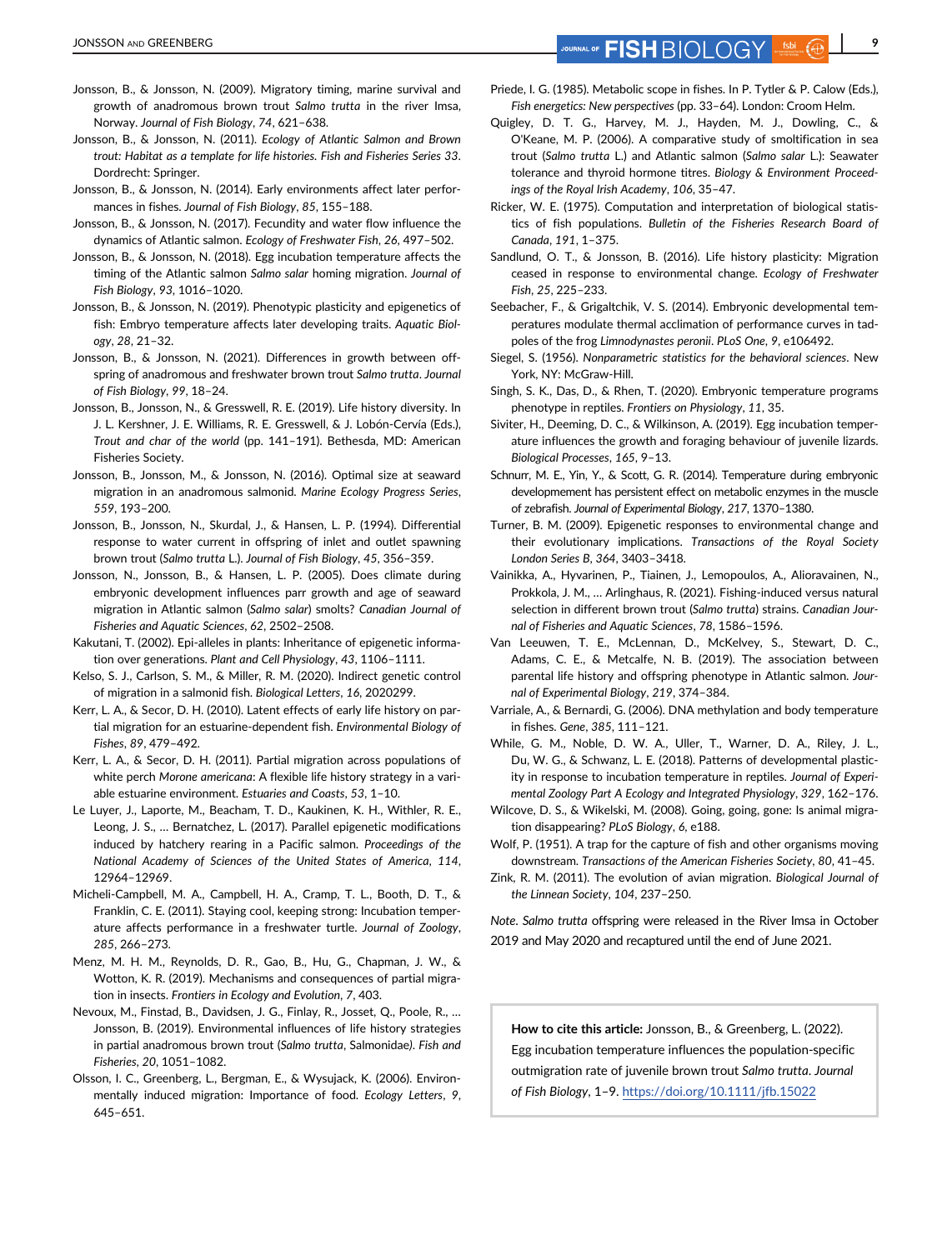Jonsson, B., & Jonsson, N. (2009). Migratory timing, marine survival and growth of anadromous brown trout *Salmo trutta* in the river Imsa, Norway. *Journal of Fish Biology*, *74*, 621–638.

Jonsson, B., & Jonsson, N. (2011). *Ecology of Atlantic Salmon and Brown trout: Habitat as a template for life histories. Fish and Fisheries Series 33*. Dordrecht: Springer.

Jonsson, B., & Jonsson, N. (2014). Early environments affect later performances in fishes. *Journal of Fish Biology*, *85*, 155–188.

Jonsson, B., & Jonsson, N. (2017). Fecundity and water flow influence the dynamics of Atlantic salmon. *Ecology of Freshwater Fish*, *26*, 497–502.

Jonsson, B., & Jonsson, N. (2018). Egg incubation temperature affects the timing of the Atlantic salmon *Salmo salar* homing migration. *Journal of Fish Biology*, *93*, 1016–1020.

Jonsson, B., & Jonsson, N. (2019). Phenotypic plasticity and epigenetics of fish: Embryo temperature affects later developing traits. *Aquatic Biology*, *28*, 21–32.

Jonsson, B., & Jonsson, N. (2021). Differences in growth between offspring of anadromous and freshwater brown trout *Salmo trutta*. *Journal of Fish Biology*, *99*, 18–24.

Jonsson, B., Jonsson, N., & Gresswell, R. E. (2019). Life history diversity. In J. L. Kershner, J. E. Williams, R. E. Gresswell, & J. Lobón-Cervía (Eds.), *Trout and char of the world* (pp. 141–191). Bethesda, MD: American Fisheries Society.

Jonsson, B., Jonsson, M., & Jonsson, N. (2016). Optimal size at seaward migration in an anadromous salmonid. *Marine Ecology Progress Series*, *559*, 193–200.

Jonsson, B., Jonsson, N., Skurdal, J., & Hansen, L. P. (1994). Differential response to water current in offspring of inlet and outlet spawning brown trout (*Salmo trutta* L.). *Journal of Fish Biology*, *45*, 356–359.

Jonsson, N., Jonsson, B., & Hansen, L. P. (2005). Does climate during embryonic development influences parr growth and age of seaward migration in Atlantic salmon (*Salmo salar*) smolts? *Canadian Journal of Fisheries and Aquatic Sciences*, *62*, 2502–2508.

Kakutani, T. (2002). Epi-alleles in plants: Inheritance of epigenetic information over generations. *Plant and Cell Physiology*, *43*, 1106–1111.

Kelso, S. J., Carlson, S. M., & Miller, R. M. (2020). Indirect genetic control of migration in a salmonid fish. *Biological Letters*, *16*, 2020299.

Kerr, L. A., & Secor, D. H. (2010). Latent effects of early life history on partial migration for an estuarine-dependent fish. *Environmental Biology of Fishes*, *89*, 479–492.

Kerr, L. A., & Secor, D. H. (2011). Partial migration across populations of white perch *Morone americana*: A flexible life history strategy in a variable estuarine environment. *Estuaries and Coasts*, *53*, 1–10.

Le Luyer, J., Laporte, M., Beacham, T. D., Kaukinen, K. H., Withler, R. E., Leong, J. S., … Bernatchez, L. (2017). Parallel epigenetic modifications induced by hatchery rearing in a Pacific salmon. *Proceedings of the National Academy of Sciences of the United States of America*, *114*, 12964–12969.

Micheli-Campbell, M. A., Campbell, H. A., Cramp, T. L., Booth, D. T., & Franklin, C. E. (2011). Staying cool, keeping strong: Incubation temperature affects performance in a freshwater turtle. *Journal of Zoology*, *285*, 266–273.

Menz, M. H. M., Reynolds, D. R., Gao, B., Hu, G., Chapman, J. W., & Wotton, K. R. (2019). Mechanisms and consequences of partial migration in insects. *Frontiers in Ecology and Evolution*, *7*, 403.

Nevoux, M., Finstad, B., Davidsen, J. G., Finlay, R., Josset, Q., Poole, R., … Jonsson, B. (2019). Environmental influences of life history strategies in partial anadromous brown trout (*Salmo trutta*, Salmonidae). *Fish and Fisheries*, *20*, 1051–1082.

Olsson, I. C., Greenberg, L., Bergman, E., & Wysujack, K. (2006). Environmentally induced migration: Importance of food. *Ecology Letters*, *9*, 645–651.

Priede, I. G. (1985). Metabolic scope in fishes. In P. Tytler & P. Calow (Eds.), *Fish energetics: New perspectives* (pp. 33–64). London: Croom Helm.

Quigley, D. T. G., Harvey, M. J., Hayden, M. J., Dowling, C., & O'Keane, M. P. (2006). A comparative study of smoltification in sea trout (*Salmo trutta* L.) and Atlantic salmon (*Salmo salar* L.): Seawater tolerance and thyroid hormone titres. *Biology & Environment Proceedings of the Royal Irish Academy*, *106*, 35–47.

Ricker, W. E. (1975). Computation and interpretation of biological statistics of fish populations. *Bulletin of the Fisheries Research Board of Canada*, *191*, 1–375.

Sandlund, O. T., & Jonsson, B. (2016). Life history plasticity: Migration ceased in response to environmental change. *Ecology of Freshwater Fish*, *25*, 225–233.

Seebacher, F., & Grigaltchik, V. S. (2014). Embryonic developmental temperatures modulate thermal acclimation of performance curves in tadpoles of the frog *Limnodynastes peronii*. *PLoS One*, *9*, e106492.

Siegel, S. (1956). *Nonparametric statistics for the behavioral sciences*. New York, NY: McGraw-Hill.

Singh, S. K., Das, D., & Rhen, T. (2020). Embryonic temperature programs phenotype in reptiles. *Frontiers on Physiology*, *11*, 35.

Siviter, H., Deeming, D. C., & Wilkinson, A. (2019). Egg incubation temperature influences the growth and foraging behaviour of juvenile lizards. *Biological Processes*, *165*, 9–13.

Schnurr, M. E., Yin, Y., & Scott, G. R. (2014). Temperature during embryonic developement has persistent effect on metabolic enzymes in the muscle of zebrafish. *Journal of Experimental Biology*, *217*, 1370–1380.

Turner, B. M. (2009). Epigenetic responses to environmental change and their evolutionary implications. *Transactions of the Royal Society London Series B*, *364*, 3403–3418.

Vainikka, A., Hyvarinen, P., Tiainen, J., Lemopoulos, A., Alioravainen, N., Prokkola, J. M., … Arlinghaus, R. (2021). Fishing-induced versus natural selection in different brown trout (*Salmo trutta*) strains. *Canadian Journal of Fisheries and Aquatic Sciences*, *78*, 1586–1596.

Van Leeuwen, T. E., McLennan, D., McKelvey, S., Stewart, D. C., Adams, C. E., & Metcalfe, N. B. (2019). The association between parental life history and offspring phenotype in Atlantic salmon. *Journal of Experimental Biology*, *219*, 374–384.

Varriale, A., & Bernardi, G. (2006). DNA methylation and body temperature in fishes. *Gene*, *385*, 111–121.

While, G. M., Noble, D. W. A., Uller, T., Warner, D. A., Riley, J. L., Du, W. G., & Schwanz, L. E. (2018). Patterns of developmental plasticity in response to incubation temperature in reptiles. *Journal of Experimental Zoology Part A Ecology and Integrated Physiology*, *329*, 162–176.

Wilcove, D. S., & Wikelski, M. (2008). Going, going, gone: Is animal migration disappearing? *PLoS Biology*, *6*, e188.

Wolf, P. (1951). A trap for the capture of fish and other organisms moving downstream. *Transactions of the American Fisheries Society*, *80*, 41–45.

Zink, R. M. (2011). The evolution of avian migration. *Biological Journal of the Linnean Society*, *104*, 237–250.

*Note*. *Salmo trutta* offspring were released in the River Imsa in October 2019 and May 2020 and recaptured until the end of June 2021.

**How to cite this article:** Jonsson, B., & Greenberg, L. (2022). Egg incubation temperature influences the population-specific outmigration rate of juvenile brown trout *Salmo trutta*. *Journal of Fish Biology*, 1–9. https://doi.org/10.1111/jfb.15022